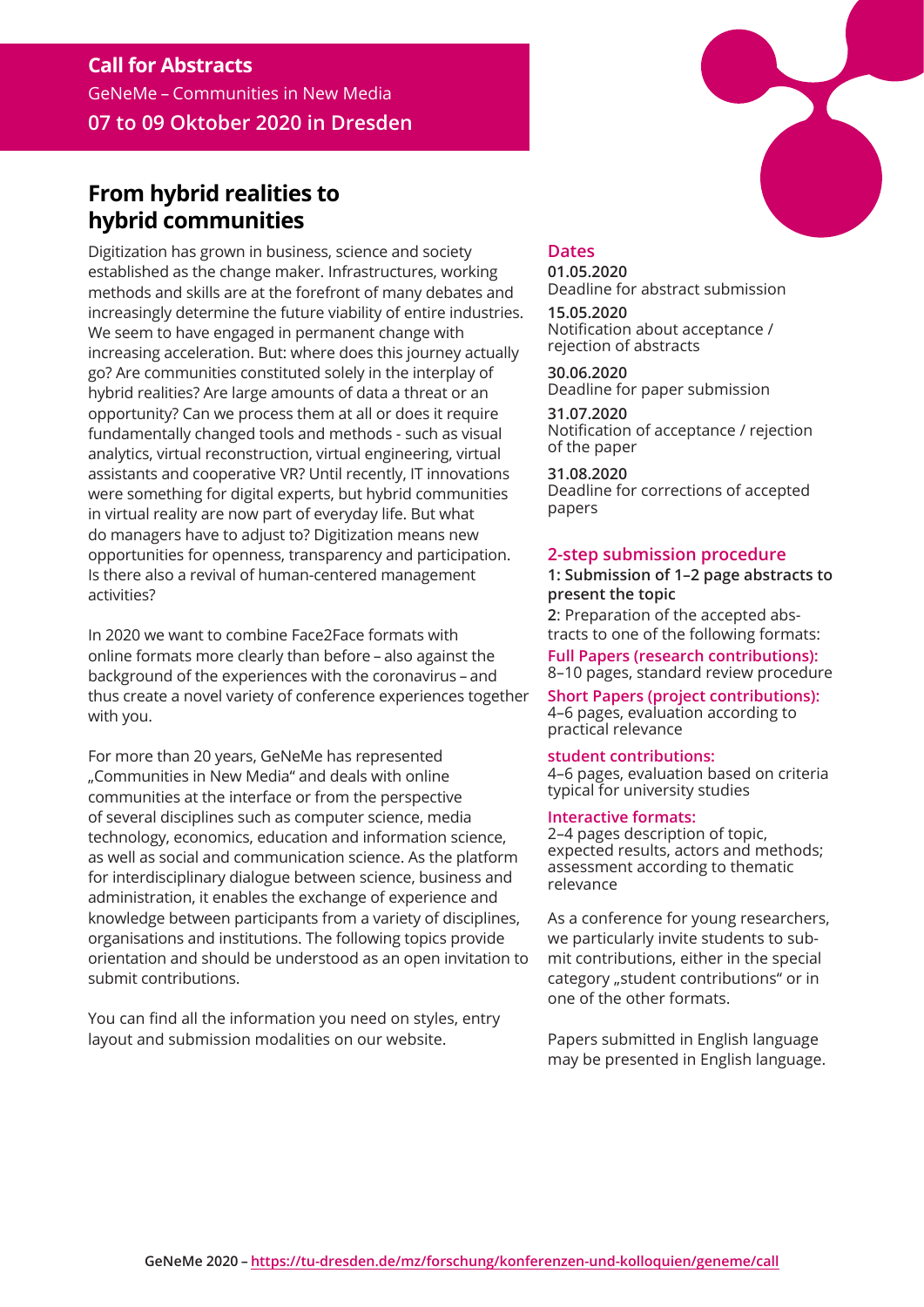**Call for Abstracts**

GeNeMe – Communities in New Media

**07 to 09 Oktober 2020 in Dresden**

# From hybrid realities to hybrid communities

Digitization has grown in business, science and society established as the change maker. Infrastructures, working methods and skills are at the forefront of many debates and increasingly determine the future viability of entire industries. We seem to have engaged in permanent change with increasing acceleration. But: where does this journey actually go? Are communities constituted solely in the interplay of hybrid realities? Are large amounts of data a threat or an opportunity? Can we process them at all or does it require fundamentally changed tools and methods - such as visual analytics, virtual reconstruction, virtual engineering, virtual assistants and cooperative VR? Until recently, IT innovations were something for digital experts, but hybrid communities in virtual reality are now part of everyday life. But what do managers have to adjust to? Digitization means new opportunities for openness, transparency and participation. Is there also a revival of human-centered management activities?

In 2020 we want to combine Face2Face formats with online formats more clearly than before – also against the background of the experiences with the coronavirus – and thus create a novel variety of conference experiences together with you.

For more than 20 years, GeNeMe has represented „Communities in New Media“ and deals with online communities at the interface or from the perspective of several disciplines such as computer science, media technology, economics, education and information science, as well as social and communication science. As the platform for interdisciplinary dialogue between science, business and administration, it enables the exchange of experience and knowledge between participants from a variety of disciplines, organisations and institutions. The following topics provide orientation and should be understood as an open invitation to submit contributions.

You can find all the information you need on styles, entry layout and submission modalities on our website.

## Dates

**01.05.2020**
Deadline for abstract submission

**15.05.2020**
Notification about acceptance / rejection of abstracts

**30.06.2020**
Deadline for paper submission

**31.07.2020**
Notification of acceptance / rejection of the paper

**31.08.2020**
Deadline for corrections of accepted papers

## 2-step submission procedure

**1: Submission of 1–2 page abstracts to present the topic**

**2**: Preparation of the accepted abstracts to one of the following formats:

**Full Papers (research contributions):**
8–10 pages, standard review procedure

**Short Papers (project contributions):**
4–6 pages, evaluation according to practical relevance

**student contributions:**
4–6 pages, evaluation based on criteria typical for university studies

**Interactive formats:**
2–4 pages description of topic, expected results, actors and methods; assessment according to thematic relevance

As a conference for young researchers, we particularly invite students to submit contributions, either in the special category „student contributions“ or in one of the other formats.

Papers submitted in English language may be presented in English language.

**GeNeMe 2020 –** https://tu-dresden.de/mz/forschung/konferenzen-und-kolloquien/geneme/call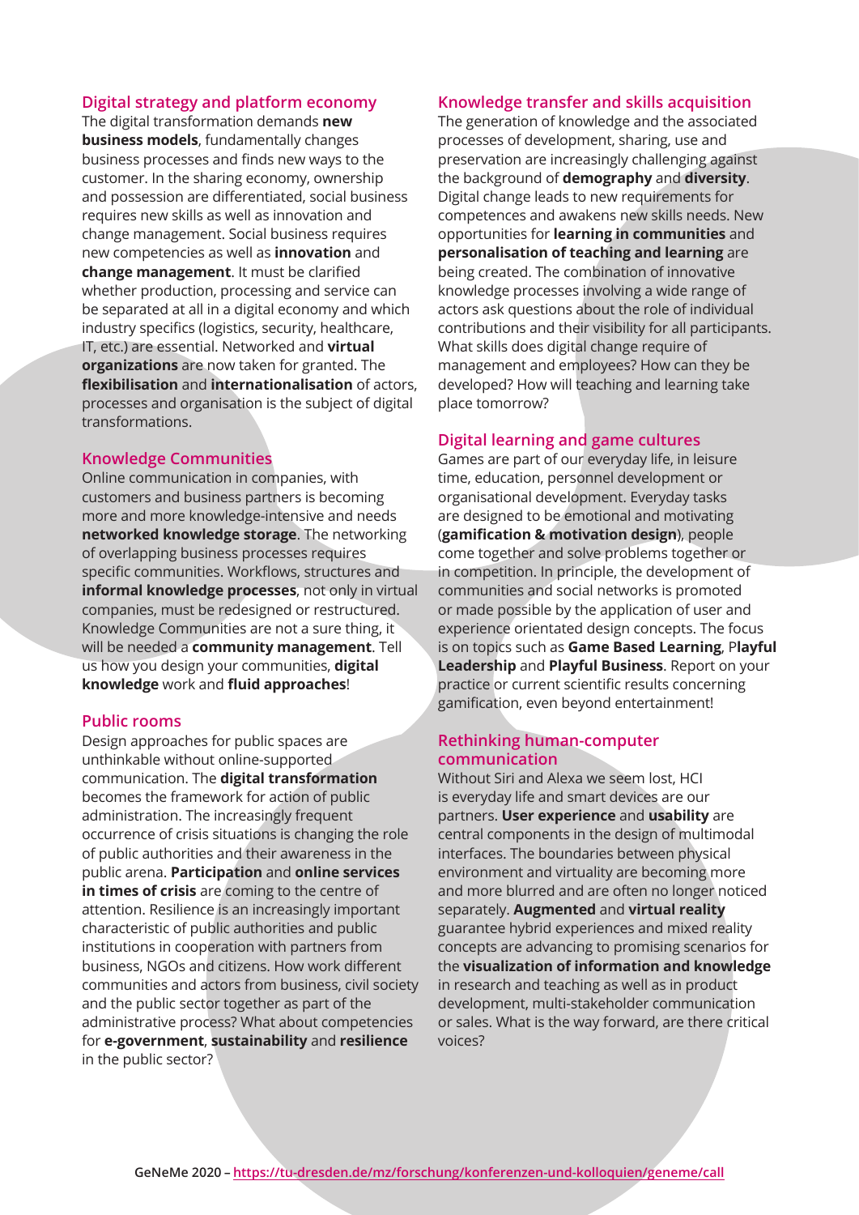## Digital strategy and platform economy

The digital transformation demands **new business models**, fundamentally changes business processes and finds new ways to the customer. In the sharing economy, ownership and possession are differentiated, social business requires new skills as well as innovation and change management. Social business requires new competencies as well as **innovation** and **change management**. It must be clarified whether production, processing and service can be separated at all in a digital economy and which industry specifics (logistics, security, healthcare, IT, etc.) are essential. Networked and **virtual organizations** are now taken for granted. The **flexibilisation** and **internationalisation** of actors, processes and organisation is the subject of digital transformations.

## Knowledge Communities

Online communication in companies, with customers and business partners is becoming more and more knowledge-intensive and needs **networked knowledge storage**. The networking of overlapping business processes requires specific communities. Workflows, structures and **informal knowledge processes**, not only in virtual companies, must be redesigned or restructured. Knowledge Communities are not a sure thing, it will be needed a **community management**. Tell us how you design your communities, **digital knowledge** work and **fluid approaches**!

## Public rooms

Design approaches for public spaces are unthinkable without online-supported communication. The **digital transformation** becomes the framework for action of public administration. The increasingly frequent occurrence of crisis situations is changing the role of public authorities and their awareness in the public arena. **Participation** and **online services in times of crisis** are coming to the centre of attention. Resilience is an increasingly important characteristic of public authorities and public institutions in cooperation with partners from business, NGOs and citizens. How work different communities and actors from business, civil society and the public sector together as part of the administrative process? What about competencies for **e-government**, **sustainability** and **resilience** in the public sector?

## Knowledge transfer and skills acquisition

The generation of knowledge and the associated processes of development, sharing, use and preservation are increasingly challenging against the background of **demography** and **diversity**. Digital change leads to new requirements for competences and awakens new skills needs. New opportunities for **learning in communities** and **personalisation of teaching and learning** are being created. The combination of innovative knowledge processes involving a wide range of actors ask questions about the role of individual contributions and their visibility for all participants. What skills does digital change require of management and employees? How can they be developed? How will teaching and learning take place tomorrow?

## Digital learning and game cultures

Games are part of our everyday life, in leisure time, education, personnel development or organisational development. Everyday tasks are designed to be emotional and motivating (**gamification & motivation design**), people come together and solve problems together or in competition. In principle, the development of communities and social networks is promoted or made possible by the application of user and experience orientated design concepts. The focus is on topics such as **Game Based Learning**, P**layful Leadership** and **Playful Business**. Report on your practice or current scientific results concerning gamification, even beyond entertainment!

## Rethinking human-computer communication

Without Siri and Alexa we seem lost, HCI is everyday life and smart devices are our partners. **User experience** and **usability** are central components in the design of multimodal interfaces. The boundaries between physical environment and virtuality are becoming more and more blurred and are often no longer noticed separately. **Augmented** and **virtual reality** guarantee hybrid experiences and mixed reality concepts are advancing to promising scenarios for the **visualization of information and knowledge** in research and teaching as well as in product development, multi-stakeholder communication or sales. What is the way forward, are there critical voices?

GeNeMe 2020 – https://tu-dresden.de/mz/forschung/konferenzen-und-kolloquien/geneme/call